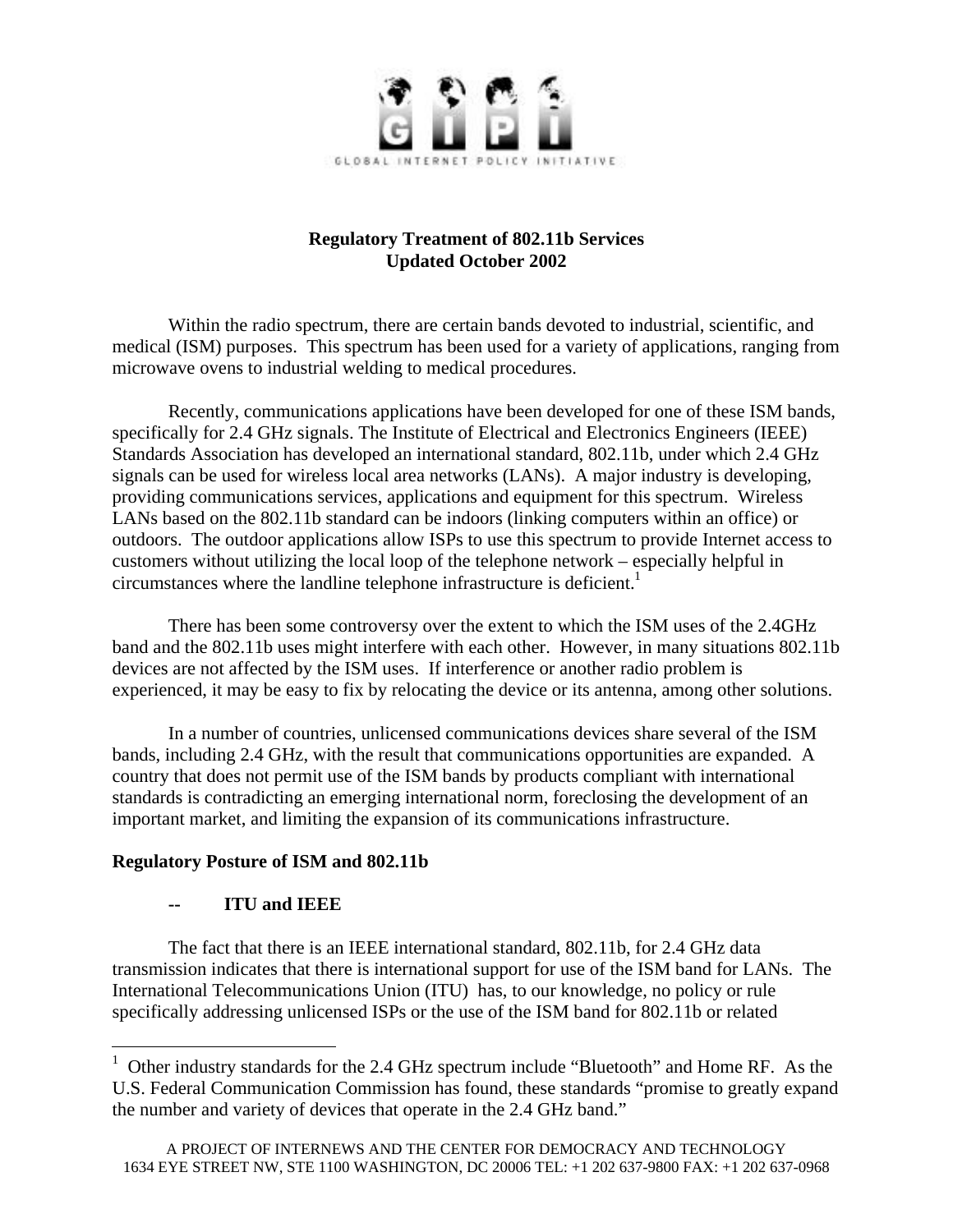GLOBAL INTERNET POLICY INITIATIVE

# Regulatory Treatment of 802.11b Services
## Updated October 2002

Within the radio spectrum, there are certain bands devoted to industrial, scientific, and medical (ISM) purposes. This spectrum has been used for a variety of applications, ranging from microwave ovens to industrial welding to medical procedures.

Recently, communications applications have been developed for one of these ISM bands, specifically for 2.4 GHz signals. The Institute of Electrical and Electronics Engineers (IEEE) Standards Association has developed an international standard, 802.11b, under which 2.4 GHz signals can be used for wireless local area networks (LANs). A major industry is developing, providing communications services, applications and equipment for this spectrum. Wireless LANs based on the 802.11b standard can be indoors (linking computers within an office) or outdoors. The outdoor applications allow ISPs to use this spectrum to provide Internet access to customers without utilizing the local loop of the telephone network – especially helpful in circumstances where the landline telephone infrastructure is deficient.[1]

There has been some controversy over the extent to which the ISM uses of the 2.4GHz band and the 802.11b uses might interfere with each other. However, in many situations 802.11b devices are not affected by the ISM uses. If interference or another radio problem is experienced, it may be easy to fix by relocating the device or its antenna, among other solutions.

In a number of countries, unlicensed communications devices share several of the ISM bands, including 2.4 GHz, with the result that communications opportunities are expanded. A country that does not permit use of the ISM bands by products compliant with international standards is contradicting an emerging international norm, foreclosing the development of an important market, and limiting the expansion of its communications infrastructure.

### Regulatory Posture of ISM and 802.11b

#### -- ITU and IEEE

The fact that there is an IEEE international standard, 802.11b, for 2.4 GHz data transmission indicates that there is international support for use of the ISM band for LANs. The International Telecommunications Union (ITU) has, to our knowledge, no policy or rule specifically addressing unlicensed ISPs or the use of the ISM band for 802.11b or related

---

[1] Other industry standards for the 2.4 GHz spectrum include "Bluetooth" and Home RF. As the U.S. Federal Communication Commission has found, these standards "promise to greatly expand the number and variety of devices that operate in the 2.4 GHz band."

A PROJECT OF INTERNEWS AND THE CENTER FOR DEMOCRACY AND TECHNOLOGY
1634 EYE STREET NW, STE 1100 WASHINGTON, DC 20006 TEL: +1 202 637-9800 FAX: +1 202 637-0968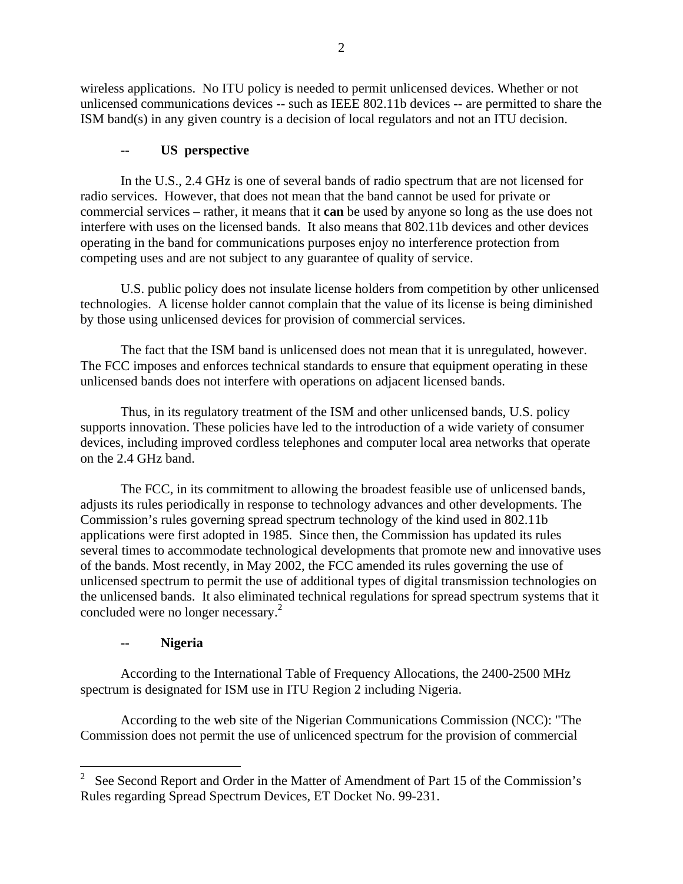wireless applications. No ITU policy is needed to permit unlicensed devices. Whether or not unlicensed communications devices -- such as IEEE 802.11b devices -- are permitted to share the ISM band(s) in any given country is a decision of local regulators and not an ITU decision.

### -- US perspective

In the U.S., 2.4 GHz is one of several bands of radio spectrum that are not licensed for radio services. However, that does not mean that the band cannot be used for private or commercial services – rather, it means that it **can** be used by anyone so long as the use does not interfere with uses on the licensed bands. It also means that 802.11b devices and other devices operating in the band for communications purposes enjoy no interference protection from competing uses and are not subject to any guarantee of quality of service.

U.S. public policy does not insulate license holders from competition by other unlicensed technologies. A license holder cannot complain that the value of its license is being diminished by those using unlicensed devices for provision of commercial services.

The fact that the ISM band is unlicensed does not mean that it is unregulated, however. The FCC imposes and enforces technical standards to ensure that equipment operating in these unlicensed bands does not interfere with operations on adjacent licensed bands.

Thus, in its regulatory treatment of the ISM and other unlicensed bands, U.S. policy supports innovation. These policies have led to the introduction of a wide variety of consumer devices, including improved cordless telephones and computer local area networks that operate on the 2.4 GHz band.

The FCC, in its commitment to allowing the broadest feasible use of unlicensed bands, adjusts its rules periodically in response to technology advances and other developments. The Commission's rules governing spread spectrum technology of the kind used in 802.11b applications were first adopted in 1985. Since then, the Commission has updated its rules several times to accommodate technological developments that promote new and innovative uses of the bands. Most recently, in May 2002, the FCC amended its rules governing the use of unlicensed spectrum to permit the use of additional types of digital transmission technologies on the unlicensed bands. It also eliminated technical regulations for spread spectrum systems that it concluded were no longer necessary.[2]

### -- Nigeria

According to the International Table of Frequency Allocations, the 2400-2500 MHz spectrum is designated for ISM use in ITU Region 2 including Nigeria.

According to the web site of the Nigerian Communications Commission (NCC): "The Commission does not permit the use of unlicenced spectrum for the provision of commercial

---

[2] See Second Report and Order in the Matter of Amendment of Part 15 of the Commission's Rules regarding Spread Spectrum Devices, ET Docket No. 99-231.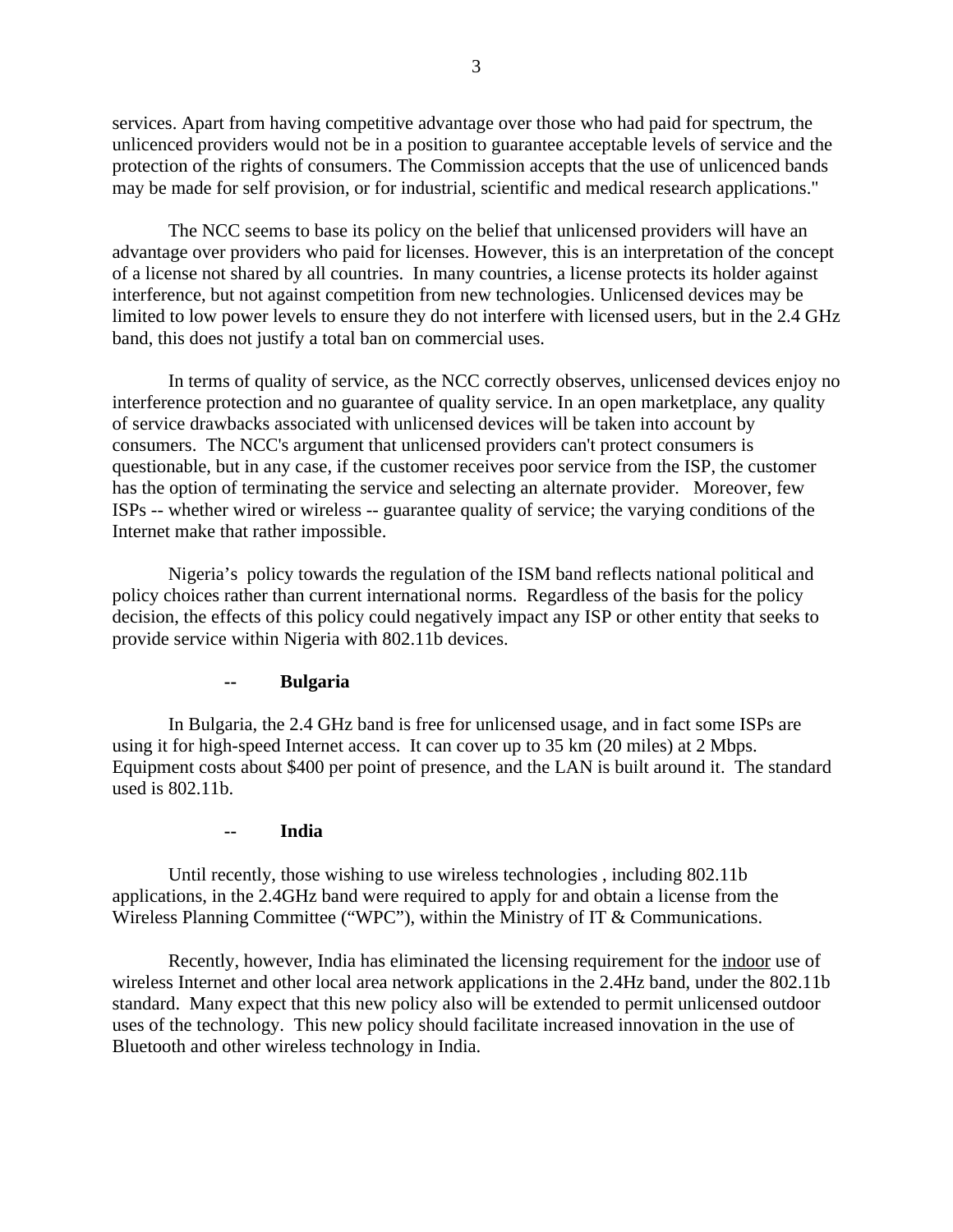services. Apart from having competitive advantage over those who had paid for spectrum, the unlicenced providers would not be in a position to guarantee acceptable levels of service and the protection of the rights of consumers. The Commission accepts that the use of unlicenced bands may be made for self provision, or for industrial, scientific and medical research applications."

The NCC seems to base its policy on the belief that unlicensed providers will have an advantage over providers who paid for licenses. However, this is an interpretation of the concept of a license not shared by all countries. In many countries, a license protects its holder against interference, but not against competition from new technologies. Unlicensed devices may be limited to low power levels to ensure they do not interfere with licensed users, but in the 2.4 GHz band, this does not justify a total ban on commercial uses.

In terms of quality of service, as the NCC correctly observes, unlicensed devices enjoy no interference protection and no guarantee of quality service. In an open marketplace, any quality of service drawbacks associated with unlicensed devices will be taken into account by consumers. The NCC's argument that unlicensed providers can't protect consumers is questionable, but in any case, if the customer receives poor service from the ISP, the customer has the option of terminating the service and selecting an alternate provider. Moreover, few ISPs -- whether wired or wireless -- guarantee quality of service; the varying conditions of the Internet make that rather impossible.

Nigeria's policy towards the regulation of the ISM band reflects national political and policy choices rather than current international norms. Regardless of the basis for the policy decision, the effects of this policy could negatively impact any ISP or other entity that seeks to provide service within Nigeria with 802.11b devices.

**-- Bulgaria**

In Bulgaria, the 2.4 GHz band is free for unlicensed usage, and in fact some ISPs are using it for high-speed Internet access. It can cover up to 35 km (20 miles) at 2 Mbps. Equipment costs about $400 per point of presence, and the LAN is built around it. The standard used is 802.11b.

**-- India**

Until recently, those wishing to use wireless technologies , including 802.11b applications, in the 2.4GHz band were required to apply for and obtain a license from the Wireless Planning Committee ("WPC"), within the Ministry of IT & Communications.

Recently, however, India has eliminated the licensing requirement for the <u>indoor</u> use of wireless Internet and other local area network applications in the 2.4Hz band, under the 802.11b standard. Many expect that this new policy also will be extended to permit unlicensed outdoor uses of the technology. This new policy should facilitate increased innovation in the use of Bluetooth and other wireless technology in India.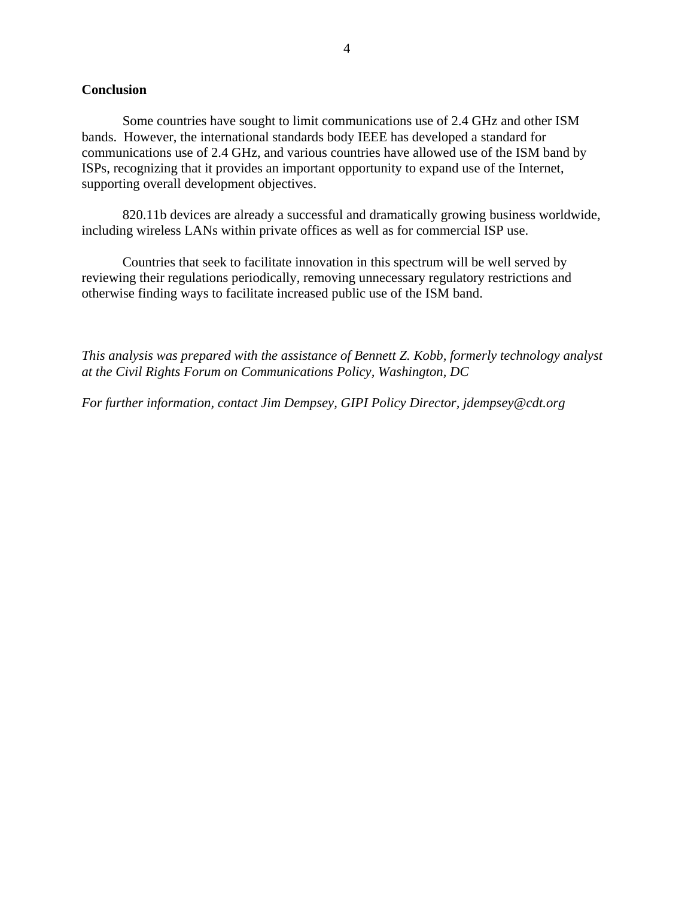## Conclusion

Some countries have sought to limit communications use of 2.4 GHz and other ISM bands. However, the international standards body IEEE has developed a standard for communications use of 2.4 GHz, and various countries have allowed use of the ISM band by ISPs, recognizing that it provides an important opportunity to expand use of the Internet, supporting overall development objectives.

820.11b devices are already a successful and dramatically growing business worldwide, including wireless LANs within private offices as well as for commercial ISP use.

Countries that seek to facilitate innovation in this spectrum will be well served by reviewing their regulations periodically, removing unnecessary regulatory restrictions and otherwise finding ways to facilitate increased public use of the ISM band.

*This analysis was prepared with the assistance of Bennett Z. Kobb, formerly technology analyst at the Civil Rights Forum on Communications Policy, Washington, DC*

*For further information, contact Jim Dempsey, GIPI Policy Director, jdempsey@cdt.org*